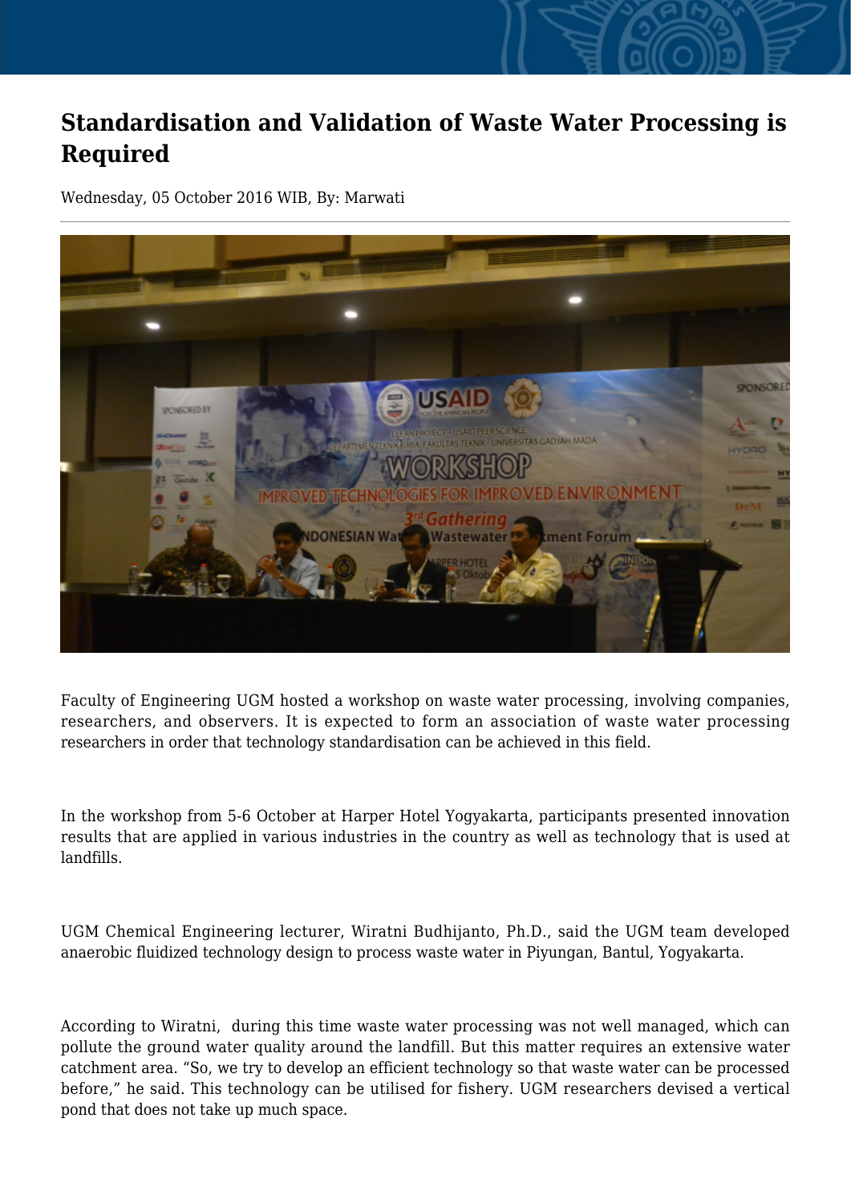# Standardisation and Validation of Waste Water Processing is Required

Wednesday, 05 October 2016 WIB, By: Marwati

Faculty of Engineering UGM hosted a workshop on waste water processing, involving companies, researchers, and observers. It is expected to form an association of waste water processing researchers in order that technology standardisation can be achieved in this field.

In the workshop from 5-6 October at Harper Hotel Yogyakarta, participants presented innovation results that are applied in various industries in the country as well as technology that is used at landfills.

UGM Chemical Engineering lecturer, Wiratni Budhijanto, Ph.D., said the UGM team developed anaerobic fluidized technology design to process waste water in Piyungan, Bantul, Yogyakarta.

According to Wiratni, during this time waste water processing was not well managed, which can pollute the ground water quality around the landfill. But this matter requires an extensive water catchment area. "So, we try to develop an efficient technology so that waste water can be processed before," he said. This technology can be utilised for fishery. UGM researchers devised a vertical pond that does not take up much space.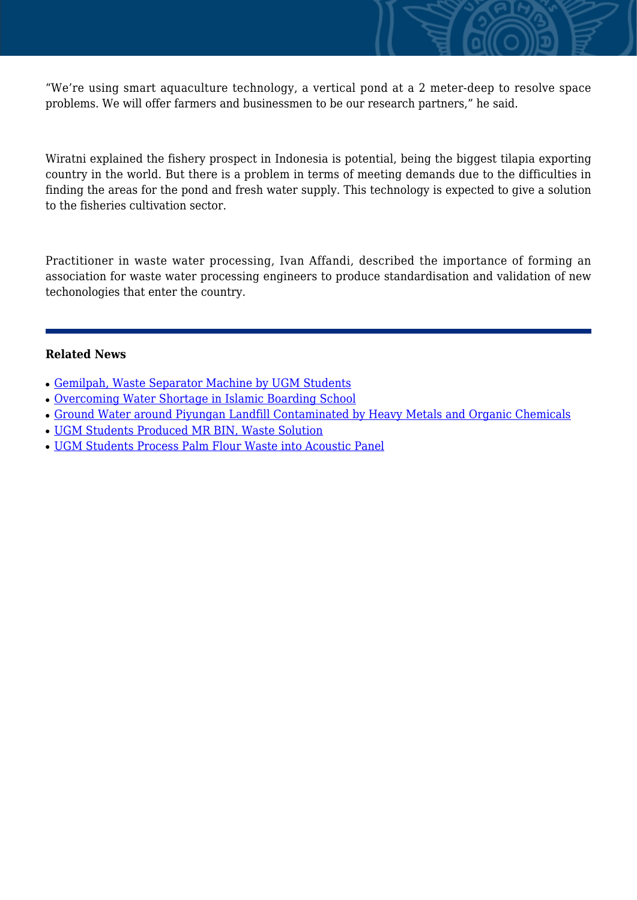"We're using smart aquaculture technology, a vertical pond at a 2 meter-deep to resolve space problems. We will offer farmers and businessmen to be our research partners," he said.

Wiratni explained the fishery prospect in Indonesia is potential, being the biggest tilapia exporting country in the world. But there is a problem in terms of meeting demands due to the difficulties in finding the areas for the pond and fresh water supply. This technology is expected to give a solution to the fisheries cultivation sector.

Practitioner in waste water processing, Ivan Affandi, described the importance of forming an association for waste water processing engineers to produce standardisation and validation of new techonologies that enter the country.

---

**Related News**

- Gemilpah, Waste Separator Machine by UGM Students
- Overcoming Water Shortage in Islamic Boarding School
- Ground Water around Piyungan Landfill Contaminated by Heavy Metals and Organic Chemicals
- UGM Students Produced MR BIN, Waste Solution
- UGM Students Process Palm Flour Waste into Acoustic Panel